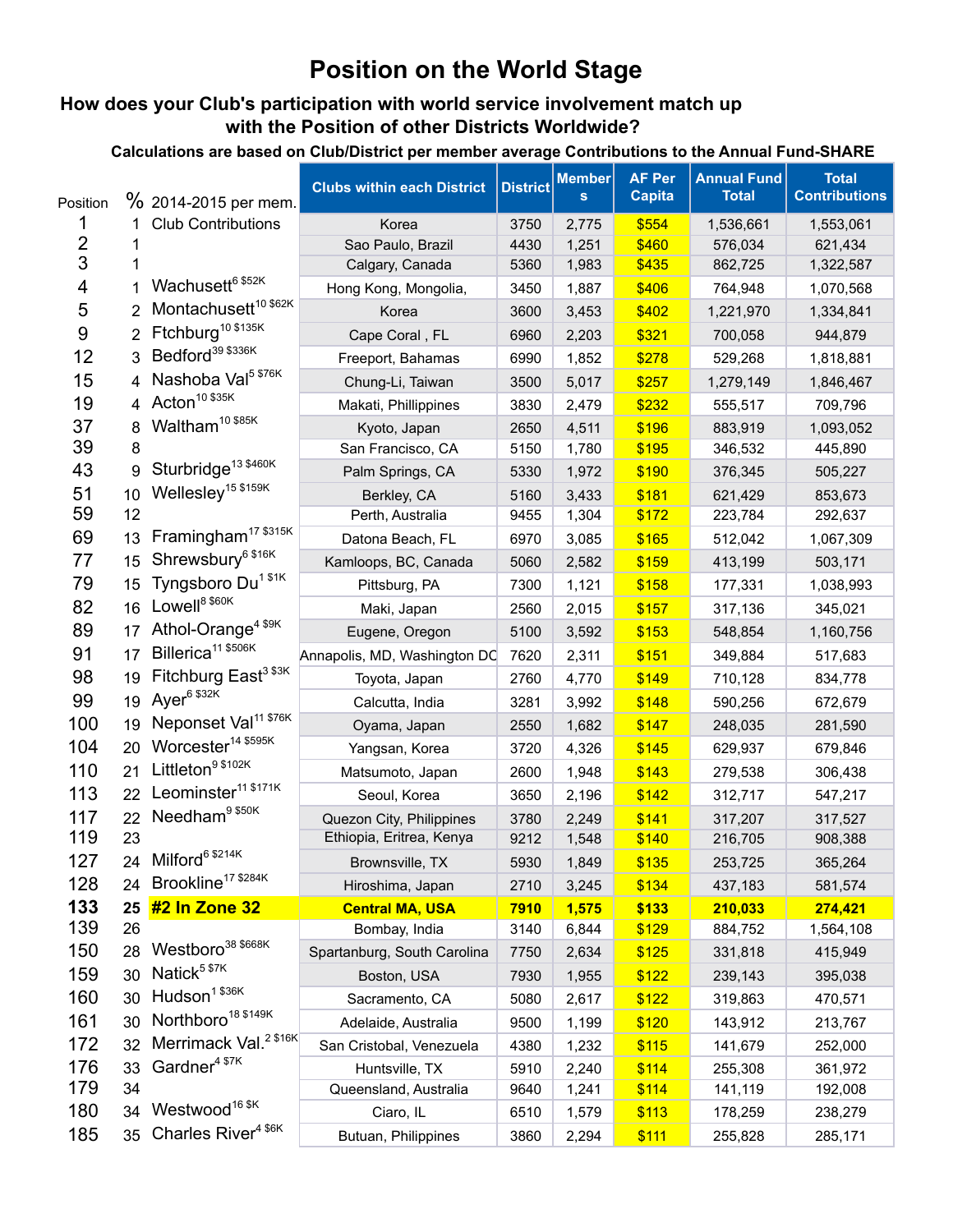# Position on the World Stage

## How does your Club's participation with world service involvement match up with the Position of other Districts Worldwide?

### Calculations are based on Club/District per member average Contributions to the Annual Fund-SHARE

| Position | % | 2014-2015 per mem. Club Contributions | Clubs within each District | District | Members | AF Per Capita | Annual Fund Total | Total Contributions |
|---|---|---|---|---|---|---|---|---|
| 1 | 1 | | Korea | 3750 | 2,775 | $554 | 1,536,661 | 1,553,061 |
| 2 | 1 | | Sao Paulo, Brazil | 4430 | 1,251 | $460 | 576,034 | 621,434 |
| 3 | 1 | | Calgary, Canada | 5360 | 1,983 | $435 | 862,725 | 1,322,587 |
| 4 | 1 | Wachusett[6] [$52K] | Hong Kong, Mongolia, | 3450 | 1,887 | $406 | 764,948 | 1,070,568 |
| 5 | 2 | Montachusett[10] [$62K] | Korea | 3600 | 3,453 | $402 | 1,221,970 | 1,334,841 |
| 9 | 2 | Ftchburg[10] [$135K] | Cape Coral , FL | 6960 | 2,203 | $321 | 700,058 | 944,879 |
| 12 | 3 | Bedford[39] [$336K] | Freeport, Bahamas | 6990 | 1,852 | $278 | 529,268 | 1,818,881 |
| 15 | 4 | Nashoba Val[5] [$76K] | Chung-Li, Taiwan | 3500 | 5,017 | $257 | 1,279,149 | 1,846,467 |
| 19 | 4 | Acton[10] [$35K] | Makati, Phillippines | 3830 | 2,479 | $232 | 555,517 | 709,796 |
| 37 | 8 | Waltham[10] [$85K] | Kyoto, Japan | 2650 | 4,511 | $196 | 883,919 | 1,093,052 |
| 39 | 8 | | San Francisco, CA | 5150 | 1,780 | $195 | 346,532 | 445,890 |
| 43 | 9 | Sturbridge[13] [$460K] | Palm Springs, CA | 5330 | 1,972 | $190 | 376,345 | 505,227 |
| 51 | 10 | Wellesley[15] [$159K] | Berkley, CA | 5160 | 3,433 | $181 | 621,429 | 853,673 |
| 59 | 12 | | Perth, Australia | 9455 | 1,304 | $172 | 223,784 | 292,637 |
| 69 | 13 | Framingham[17] [$315K] | Datona Beach, FL | 6970 | 3,085 | $165 | 512,042 | 1,067,309 |
| 77 | 15 | Shrewsbury[6] [$16K] | Kamloops, BC, Canada | 5060 | 2,582 | $159 | 413,199 | 503,171 |
| 79 | 15 | Tyngsboro Du[1] [$1K] | Pittsburg, PA | 7300 | 1,121 | $158 | 177,331 | 1,038,993 |
| 82 | 16 | Lowell[8] [$60K] | Maki, Japan | 2560 | 2,015 | $157 | 317,136 | 345,021 |
| 89 | 17 | Athol-Orange[4] [$9K] | Eugene, Oregon | 5100 | 3,592 | $153 | 548,854 | 1,160,756 |
| 91 | 17 | Billerica[11] [$506K] | Annapolis, MD, Washington DC | 7620 | 2,311 | $151 | 349,884 | 517,683 |
| 98 | 19 | Fitchburg East[3] [$3K] | Toyota, Japan | 2760 | 4,770 | $149 | 710,128 | 834,778 |
| 99 | 19 | Ayer[6] [$32K] | Calcutta, India | 3281 | 3,992 | $148 | 590,256 | 672,679 |
| 100 | 19 | Neponset Val[11] [$76K] | Oyama, Japan | 2550 | 1,682 | $147 | 248,035 | 281,590 |
| 104 | 20 | Worcester[14] [$595K] | Yangsan, Korea | 3720 | 4,326 | $145 | 629,937 | 679,846 |
| 110 | 21 | Littleton[9] [$102K] | Matsumoto, Japan | 2600 | 1,948 | $143 | 279,538 | 306,438 |
| 113 | 22 | Leominster[11] [$171K] | Seoul, Korea | 3650 | 2,196 | $142 | 312,717 | 547,217 |
| 117 | 22 | Needham[9] [$50K] | Quezon City, Philippines | 3780 | 2,249 | $141 | 317,207 | 317,527 |
| 119 | 23 | | Ethiopia, Eritrea, Kenya | 9212 | 1,548 | $140 | 216,705 | 908,388 |
| 127 | 24 | Milford[6] [$214K] | Brownsville, TX | 5930 | 1,849 | $135 | 253,725 | 365,264 |
| 128 | 24 | Brookline[17] [$284K] | Hiroshima, Japan | 2710 | 3,245 | $134 | 437,183 | 581,574 |
| **133** | **25** | **#2 In Zone 32** | **Central MA, USA** | **7910** | **1,575** | **$133** | **210,033** | **274,421** |
| 139 | 26 | | Bombay, India | 3140 | 6,844 | $129 | 884,752 | 1,564,108 |
| 150 | 28 | Westboro[38] [$668K] | Spartanburg, South Carolina | 7750 | 2,634 | $125 | 331,818 | 415,949 |
| 159 | 30 | Natick[5] [$7K] | Boston, USA | 7930 | 1,955 | $122 | 239,143 | 395,038 |
| 160 | 30 | Hudson[1] [$36K] | Sacramento, CA | 5080 | 2,617 | $122 | 319,863 | 470,571 |
| 161 | 30 | Northboro[18] [$149K] | Adelaide, Australia | 9500 | 1,199 | $120 | 143,912 | 213,767 |
| 172 | 32 | Merrimack Val.[2] [$16K] | San Cristobal, Venezuela | 4380 | 1,232 | $115 | 141,679 | 252,000 |
| 176 | 33 | Gardner[4] [$7K] | Huntsville, TX | 5910 | 2,240 | $114 | 255,308 | 361,972 |
| 179 | 34 | | Queensland, Australia | 9640 | 1,241 | $114 | 141,119 | 192,008 |
| 180 | 34 | Westwood[16] [$K] | Ciaro, IL | 6510 | 1,579 | $113 | 178,259 | 238,279 |
| 185 | 35 | Charles River[4] [$6K] | Butuan, Philippines | 3860 | 2,294 | $111 | 255,828 | 285,171 |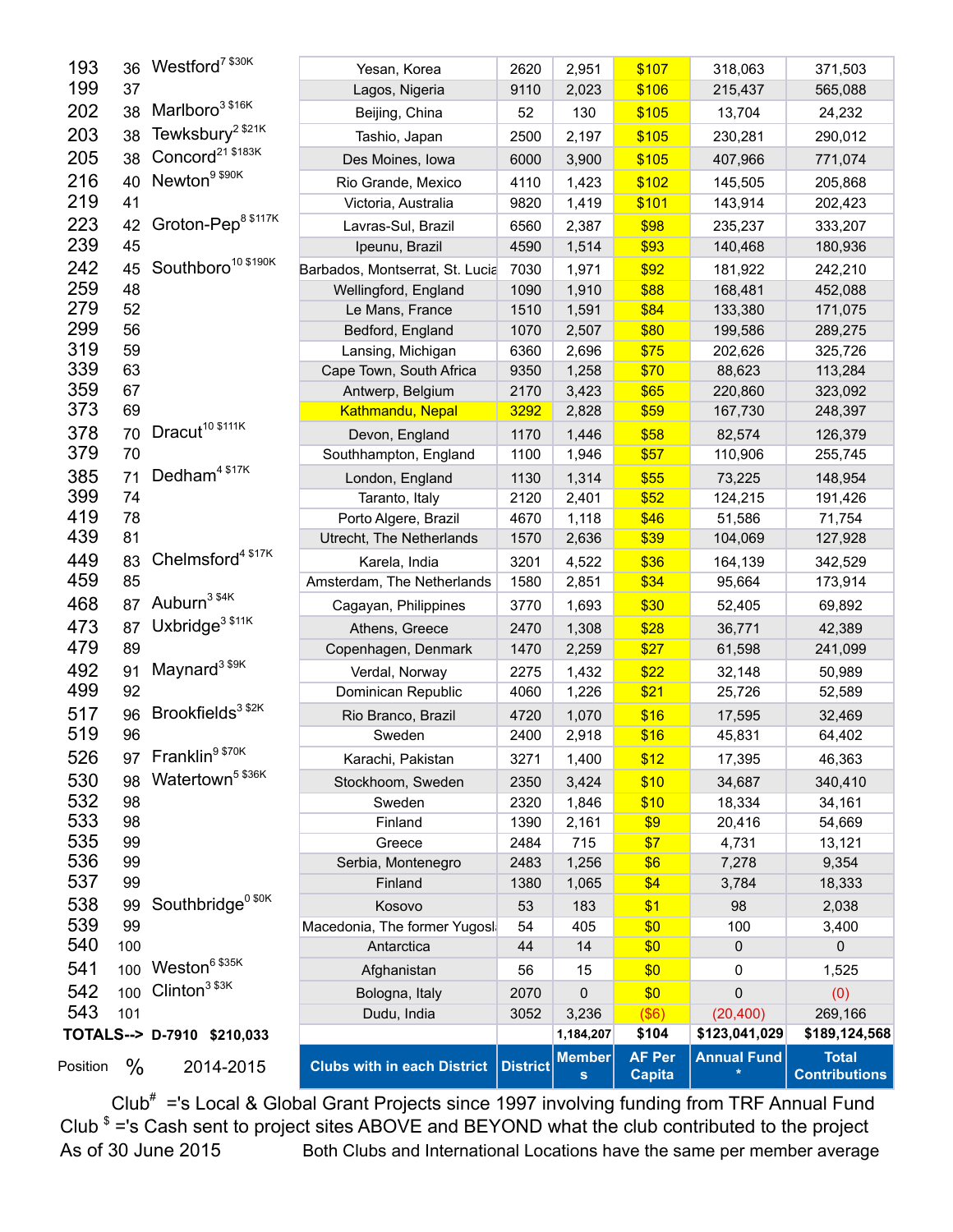| | | | | | | | | |
|---|---|---|---|---|---|---|---|---|
| 193 | 36 | Westford[7] $30K | Yesan, Korea | 2620 | 2,951 | $107 | 318,063 | 371,503 |
| 199 | 37 | | Lagos, Nigeria | 9110 | 2,023 | $106 | 215,437 | 565,088 |
| 202 | 38 | Marlboro[3] $16K | Beijing, China | 52 | 130 | $105 | 13,704 | 24,232 |
| 203 | 38 | Tewksbury[2] $21K | Tashio, Japan | 2500 | 2,197 | $105 | 230,281 | 290,012 |
| 205 | 38 | Concord[21] $183K | Des Moines, Iowa | 6000 | 3,900 | $105 | 407,966 | 771,074 |
| 216 | 40 | Newton[9] $90K | Rio Grande, Mexico | 4110 | 1,423 | $102 | 145,505 | 205,868 |
| 219 | 41 | | Victoria, Australia | 9820 | 1,419 | $101 | 143,914 | 202,423 |
| 223 | 42 | Groton-Pep[8] $117K | Lavras-Sul, Brazil | 6560 | 2,387 | $98 | 235,237 | 333,207 |
| 239 | 45 | | Ipeunu, Brazil | 4590 | 1,514 | $93 | 140,468 | 180,936 |
| 242 | 45 | Southboro[10] $190K | Barbados, Montserrat, St. Lucia | 7030 | 1,971 | $92 | 181,922 | 242,210 |
| 259 | 48 | | Wellingford, England | 1090 | 1,910 | $88 | 168,481 | 452,088 |
| 279 | 52 | | Le Mans, France | 1510 | 1,591 | $84 | 133,380 | 171,075 |
| 299 | 56 | | Bedford, England | 1070 | 2,507 | $80 | 199,586 | 289,275 |
| 319 | 59 | | Lansing, Michigan | 6360 | 2,696 | $75 | 202,626 | 325,726 |
| 339 | 63 | | Cape Town, South Africa | 9350 | 1,258 | $70 | 88,623 | 113,284 |
| 359 | 67 | | Antwerp, Belgium | 2170 | 3,423 | $65 | 220,860 | 323,092 |
| 373 | 69 | | Kathmandu, Nepal | 3292 | 2,828 | $59 | 167,730 | 248,397 |
| 378 | 70 | Dracut[10] $111K | Devon, England | 1170 | 1,446 | $58 | 82,574 | 126,379 |
| 379 | 70 | | Southhampton, England | 1100 | 1,946 | $57 | 110,906 | 255,745 |
| 385 | 71 | Dedham[4] $17K | London, England | 1130 | 1,314 | $55 | 73,225 | 148,954 |
| 399 | 74 | | Taranto, Italy | 2120 | 2,401 | $52 | 124,215 | 191,426 |
| 419 | 78 | | Porto Algere, Brazil | 4670 | 1,118 | $46 | 51,586 | 71,754 |
| 439 | 81 | | Utrecht, The Netherlands | 1570 | 2,636 | $39 | 104,069 | 127,928 |
| 449 | 83 | Chelmsford[4] $17K | Karela, India | 3201 | 4,522 | $36 | 164,139 | 342,529 |
| 459 | 85 | | Amsterdam, The Netherlands | 1580 | 2,851 | $34 | 95,664 | 173,914 |
| 468 | 87 | Auburn[3] $4K | Cagayan, Philippines | 3770 | 1,693 | $30 | 52,405 | 69,892 |
| 473 | 87 | Uxbridge[3] $11K | Athens, Greece | 2470 | 1,308 | $28 | 36,771 | 42,389 |
| 479 | 89 | | Copenhagen, Denmark | 1470 | 2,259 | $27 | 61,598 | 241,099 |
| 492 | 91 | Maynard[3] $9K | Verdal, Norway | 2275 | 1,432 | $22 | 32,148 | 50,989 |
| 499 | 92 | | Dominican Republic | 4060 | 1,226 | $21 | 25,726 | 52,589 |
| 517 | 96 | Brookfields[3] $2K | Rio Branco, Brazil | 4720 | 1,070 | $16 | 17,595 | 32,469 |
| 519 | 96 | | Sweden | 2400 | 2,918 | $16 | 45,831 | 64,402 |
| 526 | 97 | Franklin[9] $70K | Karachi, Pakistan | 3271 | 1,400 | $12 | 17,395 | 46,363 |
| 530 | 98 | Watertown[5] $36K | Stockhoom, Sweden | 2350 | 3,424 | $10 | 34,687 | 340,410 |
| 532 | 98 | | Sweden | 2320 | 1,846 | $10 | 18,334 | 34,161 |
| 533 | 98 | | Finland | 1390 | 2,161 | $9 | 20,416 | 54,669 |
| 535 | 99 | | Greece | 2484 | 715 | $7 | 4,731 | 13,121 |
| 536 | 99 | | Serbia, Montenegro | 2483 | 1,256 | $6 | 7,278 | 9,354 |
| 537 | 99 | | Finland | 1380 | 1,065 | $4 | 3,784 | 18,333 |
| 538 | 99 | Southbridge[0] $0K | Kosovo | 53 | 183 | $1 | 98 | 2,038 |
| 539 | 99 | | Macedonia, The former Yugosl | 54 | 405 | $0 | 100 | 3,400 |
| 540 | 100 | | Antarctica | 44 | 14 | $0 | 0 | 0 |
| 541 | 100 | Weston[6] $35K | Afghanistan | 56 | 15 | $0 | 0 | 1,525 |
| 542 | 100 | Clinton[3] $3K | Bologna, Italy | 2070 | 0 | $0 | 0 | (0) |
| 543 | 101 | | Dudu, India | 3052 | 3,236 | ($6) | (20,400) | 269,166 |
| TOTALS--> | | D-7910 $210,033 | | | 1,184,207 | $104 | $123,041,029 | $189,124,568 |
| Position | % | 2014-2015 | Clubs with in each District | District | Members | AF Per Capita | Annual Fund * | Total Contributions |

Club# ='s Local & Global Grant Projects since 1997 involving funding from TRF Annual Fund

Club $ ='s Cash sent to project sites ABOVE and BEYOND what the club contributed to the project

As of 30 June 2015 Both Clubs and International Locations have the same per member average